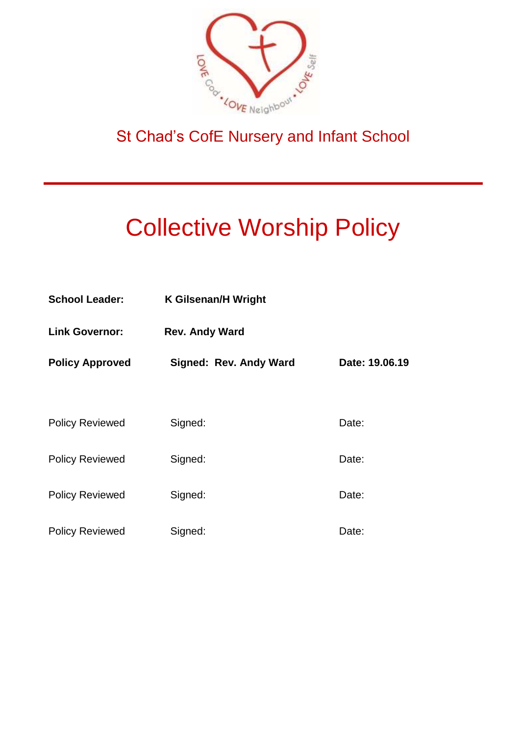LOVE God • LOVE Neighbour • LOVE Self

St Chad's CofE Nursery and Infant School

---

# Collective Worship Policy

| | | |
|---|---|---|
| **School Leader:** | **K Gilsenan/H Wright** | |
| **Link Governor:** | **Rev. Andy Ward** | |
| **Policy Approved** | **Signed: Rev. Andy Ward** | **Date: 19.06.19** |
| | | |
| Policy Reviewed | Signed: | Date: |
| Policy Reviewed | Signed: | Date: |
| Policy Reviewed | Signed: | Date: |
| Policy Reviewed | Signed: | Date: |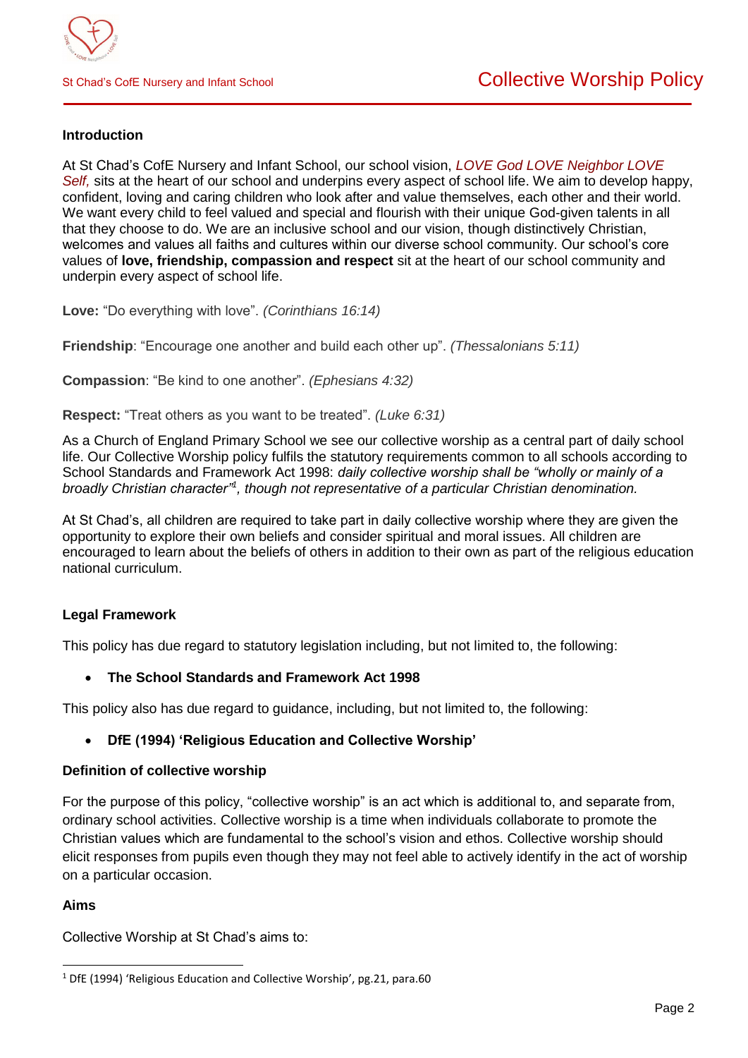## Introduction

At St Chad's CofE Nursery and Infant School, our school vision, *LOVE God LOVE Neighbor LOVE Self,* sits at the heart of our school and underpins every aspect of school life. We aim to develop happy, confident, loving and caring children who look after and value themselves, each other and their world. We want every child to feel valued and special and flourish with their unique God-given talents in all that they choose to do. We are an inclusive school and our vision, though distinctively Christian, welcomes and values all faiths and cultures within our diverse school community. Our school's core values of **love, friendship, compassion and respect** sit at the heart of our school community and underpin every aspect of school life.

**Love:** "Do everything with love". *(Corinthians 16:14)*

**Friendship**: "Encourage one another and build each other up". *(Thessalonians 5:11)*

**Compassion**: "Be kind to one another". *(Ephesians 4:32)*

**Respect:** "Treat others as you want to be treated". *(Luke 6:31)*

As a Church of England Primary School we see our collective worship as a central part of daily school life. Our Collective Worship policy fulfils the statutory requirements common to all schools according to School Standards and Framework Act 1998: *daily collective worship shall be "wholly or mainly of a broadly Christian character"*[1]*, though not representative of a particular Christian denomination.*

At St Chad's, all children are required to take part in daily collective worship where they are given the opportunity to explore their own beliefs and consider spiritual and moral issues. All children are encouraged to learn about the beliefs of others in addition to their own as part of the religious education national curriculum.

## Legal Framework

This policy has due regard to statutory legislation including, but not limited to, the following:

- **The School Standards and Framework Act 1998**

This policy also has due regard to guidance, including, but not limited to, the following:

- **DfE (1994) 'Religious Education and Collective Worship'**

## Definition of collective worship

For the purpose of this policy, "collective worship" is an act which is additional to, and separate from, ordinary school activities. Collective worship is a time when individuals collaborate to promote the Christian values which are fundamental to the school's vision and ethos. Collective worship should elicit responses from pupils even though they may not feel able to actively identify in the act of worship on a particular occasion.

## Aims

Collective Worship at St Chad's aims to:

---

[1] DfE (1994) 'Religious Education and Collective Worship', pg.21, para.60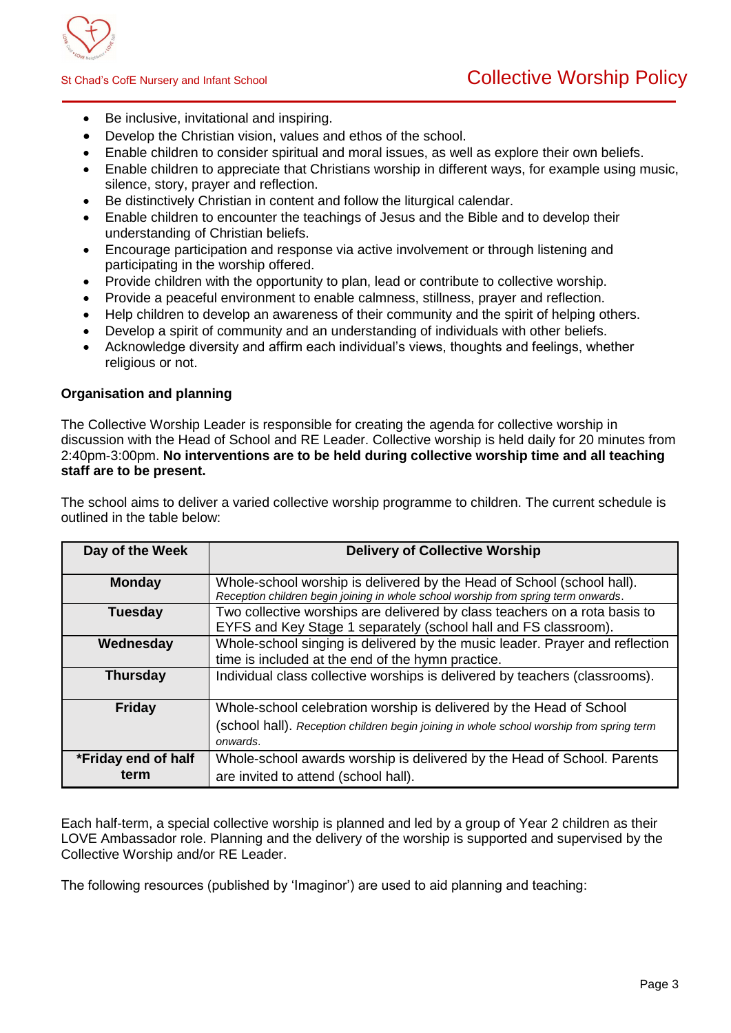- Be inclusive, invitational and inspiring.
- Develop the Christian vision, values and ethos of the school.
- Enable children to consider spiritual and moral issues, as well as explore their own beliefs.
- Enable children to appreciate that Christians worship in different ways, for example using music, silence, story, prayer and reflection.
- Be distinctively Christian in content and follow the liturgical calendar.
- Enable children to encounter the teachings of Jesus and the Bible and to develop their understanding of Christian beliefs.
- Encourage participation and response via active involvement or through listening and participating in the worship offered.
- Provide children with the opportunity to plan, lead or contribute to collective worship.
- Provide a peaceful environment to enable calmness, stillness, prayer and reflection.
- Help children to develop an awareness of their community and the spirit of helping others.
- Develop a spirit of community and an understanding of individuals with other beliefs.
- Acknowledge diversity and affirm each individual's views, thoughts and feelings, whether religious or not.

**Organisation and planning**

The Collective Worship Leader is responsible for creating the agenda for collective worship in discussion with the Head of School and RE Leader. Collective worship is held daily for 20 minutes from 2:40pm-3:00pm. **No interventions are to be held during collective worship time and all teaching staff are to be present.**

The school aims to deliver a varied collective worship programme to children. The current schedule is outlined in the table below:

| Day of the Week | Delivery of Collective Worship |
|---|---|
| **Monday** | Whole-school worship is delivered by the Head of School (school hall). *Reception children begin joining in whole school worship from spring term onwards.* |
| **Tuesday** | Two collective worships are delivered by class teachers on a rota basis to EYFS and Key Stage 1 separately (school hall and FS classroom). |
| **Wednesday** | Whole-school singing is delivered by the music leader. Prayer and reflection time is included at the end of the hymn practice. |
| **Thursday** | Individual class collective worships is delivered by teachers (classrooms). |
| **Friday** | Whole-school celebration worship is delivered by the Head of School (school hall). *Reception children begin joining in whole school worship from spring term onwards.* |
| **\*Friday end of half term** | Whole-school awards worship is delivered by the Head of School. Parents are invited to attend (school hall). |

Each half-term, a special collective worship is planned and led by a group of Year 2 children as their LOVE Ambassador role. Planning and the delivery of the worship is supported and supervised by the Collective Worship and/or RE Leader.

The following resources (published by 'Imaginor') are used to aid planning and teaching: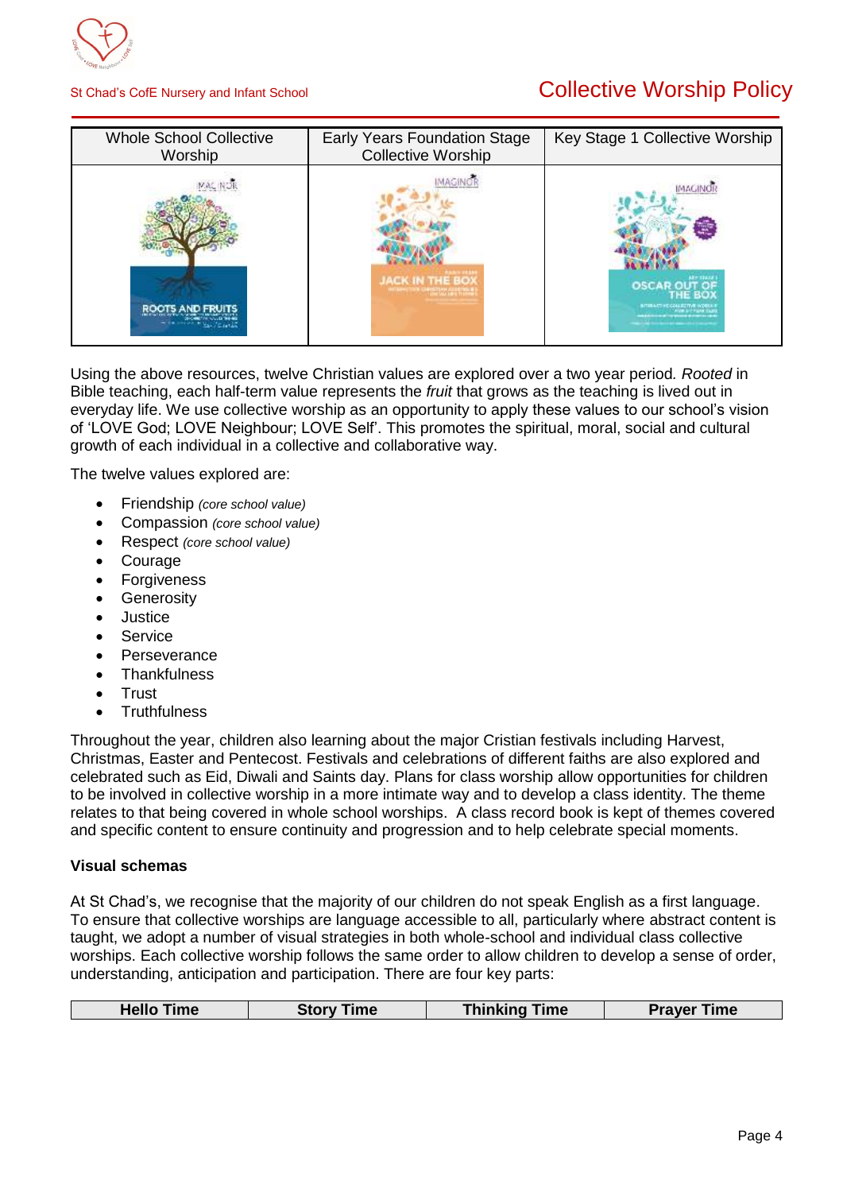| Whole School Collective Worship | Early Years Foundation Stage Collective Worship | Key Stage 1 Collective Worship |
|---|---|---|
| | | |

Using the above resources, twelve Christian values are explored over a two year period. *Rooted* in Bible teaching, each half-term value represents the *fruit* that grows as the teaching is lived out in everyday life. We use collective worship as an opportunity to apply these values to our school's vision of 'LOVE God; LOVE Neighbour; LOVE Self'. This promotes the spiritual, moral, social and cultural growth of each individual in a collective and collaborative way.

The twelve values explored are:

- Friendship *(core school value)*
- Compassion *(core school value)*
- Respect *(core school value)*
- Courage
- Forgiveness
- Generosity
- Justice
- Service
- Perseverance
- Thankfulness
- Trust
- Truthfulness

Throughout the year, children also learning about the major Cristian festivals including Harvest, Christmas, Easter and Pentecost. Festivals and celebrations of different faiths are also explored and celebrated such as Eid, Diwali and Saints day. Plans for class worship allow opportunities for children to be involved in collective worship in a more intimate way and to develop a class identity. The theme relates to that being covered in whole school worships. A class record book is kept of themes covered and specific content to ensure continuity and progression and to help celebrate special moments.

**Visual schemas**

At St Chad's, we recognise that the majority of our children do not speak English as a first language. To ensure that collective worships are language accessible to all, particularly where abstract content is taught, we adopt a number of visual strategies in both whole-school and individual class collective worships. Each collective worship follows the same order to allow children to develop a sense of order, understanding, anticipation and participation. There are four key parts:

| Hello Time | Story Time | Thinking Time | Prayer Time |
|---|---|---|---|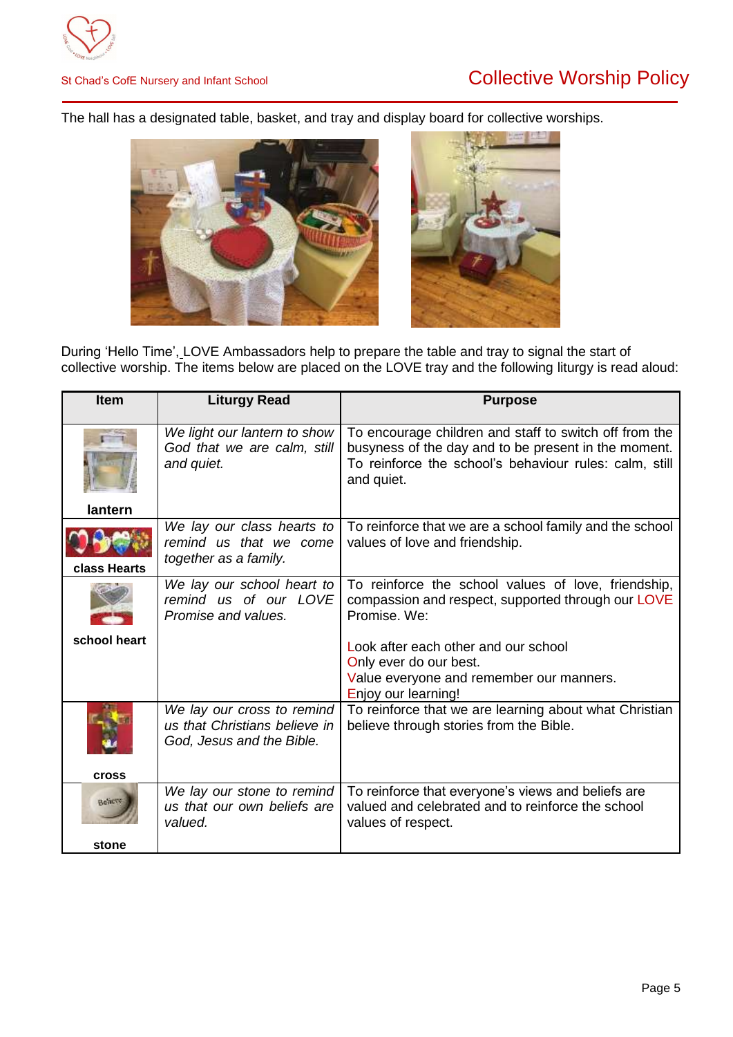The hall has a designated table, basket, and tray and display board for collective worships.

During 'Hello Time', LOVE Ambassadors help to prepare the table and tray to signal the start of collective worship. The items below are placed on the LOVE tray and the following liturgy is read aloud:

| Item | Liturgy Read | Purpose |
|---|---|---|
| **lantern** | *We light our lantern to show God that we are calm, still and quiet.* | To encourage children and staff to switch off from the busyness of the day and to be present in the moment. To reinforce the school's behaviour rules: calm, still and quiet. |
| **class Hearts** | *We lay our class hearts to remind us that we come together as a family.* | To reinforce that we are a school family and the school values of love and friendship. |
| **school heart** | *We lay our school heart to remind us of our LOVE Promise and values.* | To reinforce the school values of love, friendship, compassion and respect, supported through our LOVE Promise. We:<br><br>Look after each other and our school<br>Only ever do our best.<br>Value everyone and remember our manners.<br>Enjoy our learning! |
| **cross** | *We lay our cross to remind us that Christians believe in God, Jesus and the Bible.* | To reinforce that we are learning about what Christian believe through stories from the Bible. |
| **stone** | *We lay our stone to remind us that our own beliefs are valued.* | To reinforce that everyone's views and beliefs are valued and celebrated and to reinforce the school values of respect. |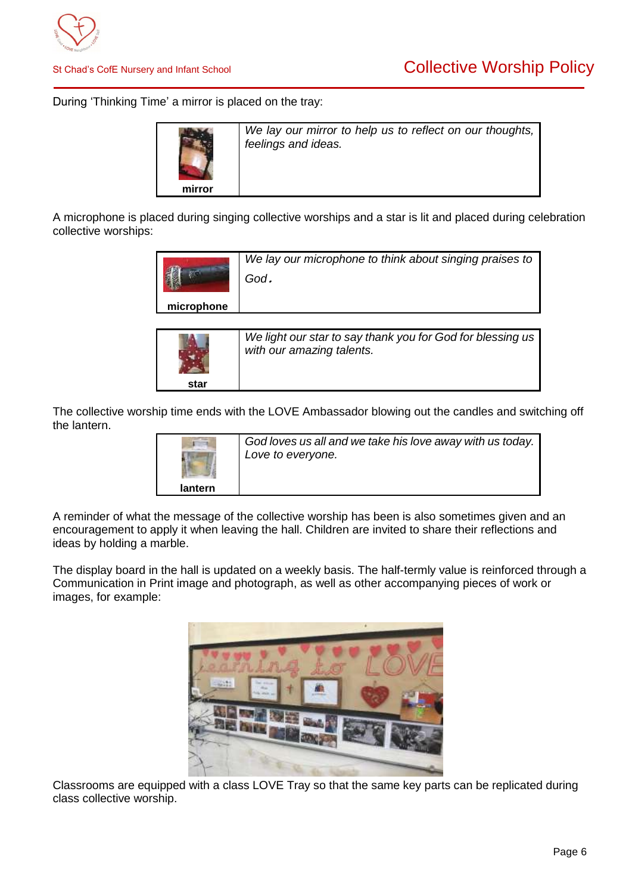During 'Thinking Time' a mirror is placed on the tray:

| **mirror** | *We lay our mirror to help us to reflect on our thoughts, feelings and ideas.* |
|---|---|

A microphone is placed during singing collective worships and a star is lit and placed during celebration collective worships:

| **microphone** | *We lay our microphone to think about singing praises to God.* |
|---|---|

| **star** | *We light our star to say thank you for God for blessing us with our amazing talents.* |
|---|---|

The collective worship time ends with the LOVE Ambassador blowing out the candles and switching off the lantern.

| **lantern** | *God loves us all and we take his love away with us today. Love to everyone.* |
|---|---|

A reminder of what the message of the collective worship has been is also sometimes given and an encouragement to apply it when leaving the hall. Children are invited to share their reflections and ideas by holding a marble.

The display board in the hall is updated on a weekly basis. The half-termly value is reinforced through a Communication in Print image and photograph, as well as other accompanying pieces of work or images, for example:

Classrooms are equipped with a class LOVE Tray so that the same key parts can be replicated during class collective worship.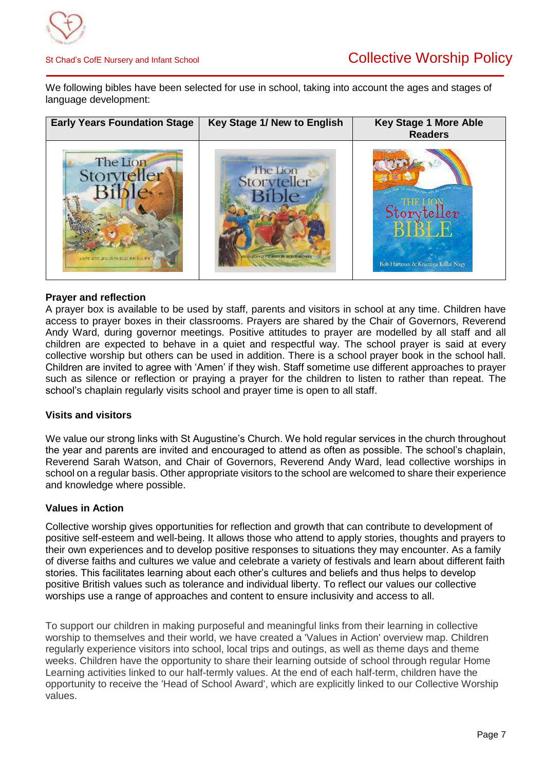We following bibles have been selected for use in school, taking into account the ages and stages of language development:

| Early Years Foundation Stage | Key Stage 1/ New to English | Key Stage 1 More Able Readers |
|---|---|---|
| The Lion Storyteller Bible | The Lion Storyteller Bible | The Lion Storyteller Bible |

### Prayer and reflection

A prayer box is available to be used by staff, parents and visitors in school at any time. Children have access to prayer boxes in their classrooms. Prayers are shared by the Chair of Governors, Reverend Andy Ward, during governor meetings. Positive attitudes to prayer are modelled by all staff and all children are expected to behave in a quiet and respectful way. The school prayer is said at every collective worship but others can be used in addition. There is a school prayer book in the school hall. Children are invited to agree with 'Amen' if they wish. Staff sometime use different approaches to prayer such as silence or reflection or praying a prayer for the children to listen to rather than repeat. The school's chaplain regularly visits school and prayer time is open to all staff.

### Visits and visitors

We value our strong links with St Augustine's Church. We hold regular services in the church throughout the year and parents are invited and encouraged to attend as often as possible. The school's chaplain, Reverend Sarah Watson, and Chair of Governors, Reverend Andy Ward, lead collective worships in school on a regular basis. Other appropriate visitors to the school are welcomed to share their experience and knowledge where possible.

### Values in Action

Collective worship gives opportunities for reflection and growth that can contribute to development of positive self-esteem and well-being. It allows those who attend to apply stories, thoughts and prayers to their own experiences and to develop positive responses to situations they may encounter. As a family of diverse faiths and cultures we value and celebrate a variety of festivals and learn about different faith stories. This facilitates learning about each other's cultures and beliefs and thus helps to develop positive British values such as tolerance and individual liberty. To reflect our values our collective worships use a range of approaches and content to ensure inclusivity and access to all.

To support our children in making purposeful and meaningful links from their learning in collective worship to themselves and their world, we have created a 'Values in Action' overview map. Children regularly experience visitors into school, local trips and outings, as well as theme days and theme weeks. Children have the opportunity to share their learning outside of school through regular Home Learning activities linked to our half-termly values. At the end of each half-term, children have the opportunity to receive the 'Head of School Award', which are explicitly linked to our Collective Worship values.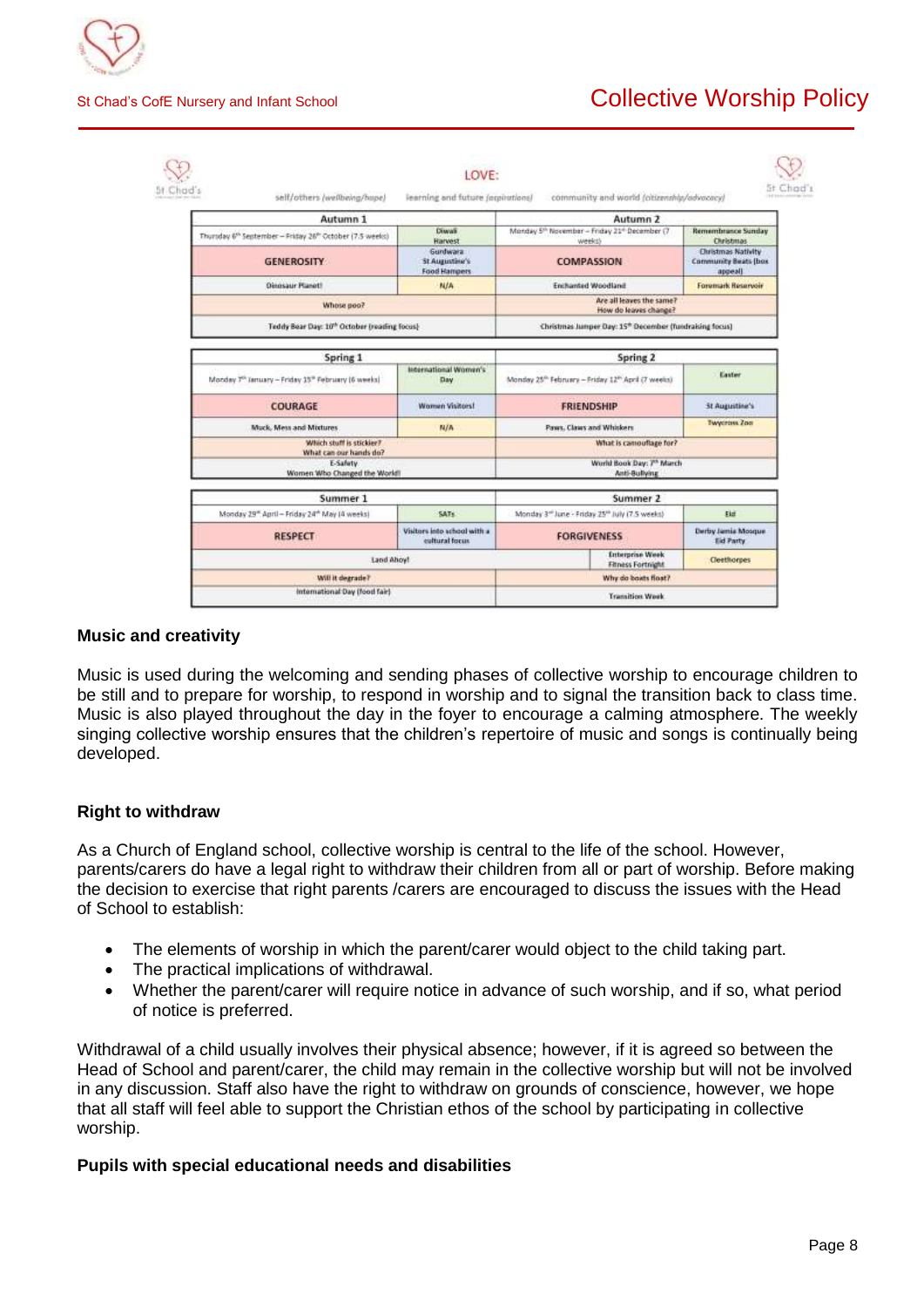LOVE:

self/others (wellbeing/hope) | learning and future (aspirations) | community and world (citizenship/advocacy)

| Autumn 1 | | Autumn 2 | |
|---|---|---|---|
| Thursday 6th September – Friday 26th October (7.5 weeks) | Diwali Harvest | Monday 5th November – Friday 21st December (7 weeks) | Remembrance Sunday Christmas |
| GENEROSITY | Gurdwara St Augustine's Food Hampers | COMPASSION | Christmas Nativity Community Beats (box appeal) |
| Dinosaur Planet! | N/A | Enchanted Woodland | Foremark Reservoir |
| Whose poo? | | Are all leaves the same? How do leaves change? | |
| Teddy Bear Day: 10th October (reading focus) | | Christmas Jumper Day: 15th December (fundraising focus) | |

| Spring 1 | | Spring 2 | |
|---|---|---|---|
| Monday 7th January – Friday 15th February (6 weeks) | International Women's Day | Monday 25th February – Friday 12th April (7 weeks) | Easter |
| COURAGE | Women Visitors! | FRIENDSHIP | St Augustine's |
| Muck, Mess and Mixtures | N/A | Paws, Claws and Whiskers | Twycross Zoo |
| Which stuff is stickier? What can our hands do? | | What is camouflage for? | |
| E-Safety Women Who Changed the World! | | World Book Day: 7th March Anti-Bullying | |

| Summer 1 | | Summer 2 | |
|---|---|---|---|
| Monday 29th April – Friday 24th May (4 weeks) | SATs | Monday 3rd June - Friday 25th July (7.5 weeks) | Eid |
| RESPECT | Visitors into school with a cultural focus | FORGIVENESS | Derby Jamia Mosque Eid Party |
| Land Ahoy! | | Enterprise Week Fitness Fortnight | Cleethorpes |
| Will it degrade? | | Why do boats float? | |
| International Day (food fair) | | Transition Week | |

**Music and creativity**

Music is used during the welcoming and sending phases of collective worship to encourage children to be still and to prepare for worship, to respond in worship and to signal the transition back to class time. Music is also played throughout the day in the foyer to encourage a calming atmosphere. The weekly singing collective worship ensures that the children's repertoire of music and songs is continually being developed.

**Right to withdraw**

As a Church of England school, collective worship is central to the life of the school. However, parents/carers do have a legal right to withdraw their children from all or part of worship. Before making the decision to exercise that right parents /carers are encouraged to discuss the issues with the Head of School to establish:

- The elements of worship in which the parent/carer would object to the child taking part.
- The practical implications of withdrawal.
- Whether the parent/carer will require notice in advance of such worship, and if so, what period of notice is preferred.

Withdrawal of a child usually involves their physical absence; however, if it is agreed so between the Head of School and parent/carer, the child may remain in the collective worship but will not be involved in any discussion. Staff also have the right to withdraw on grounds of conscience, however, we hope that all staff will feel able to support the Christian ethos of the school by participating in collective worship.

**Pupils with special educational needs and disabilities**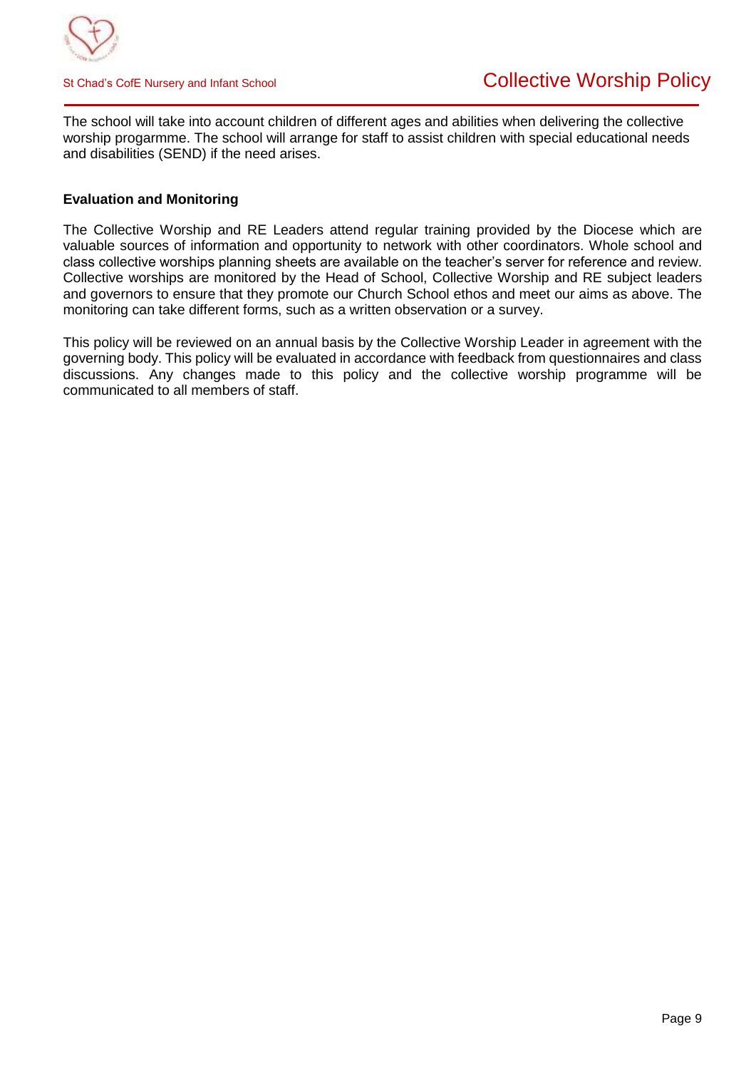The school will take into account children of different ages and abilities when delivering the collective worship progarmme. The school will arrange for staff to assist children with special educational needs and disabilities (SEND) if the need arises.

**Evaluation and Monitoring**

The Collective Worship and RE Leaders attend regular training provided by the Diocese which are valuable sources of information and opportunity to network with other coordinators. Whole school and class collective worships planning sheets are available on the teacher's server for reference and review. Collective worships are monitored by the Head of School, Collective Worship and RE subject leaders and governors to ensure that they promote our Church School ethos and meet our aims as above. The monitoring can take different forms, such as a written observation or a survey.

This policy will be reviewed on an annual basis by the Collective Worship Leader in agreement with the governing body. This policy will be evaluated in accordance with feedback from questionnaires and class discussions. Any changes made to this policy and the collective worship programme will be communicated to all members of staff.